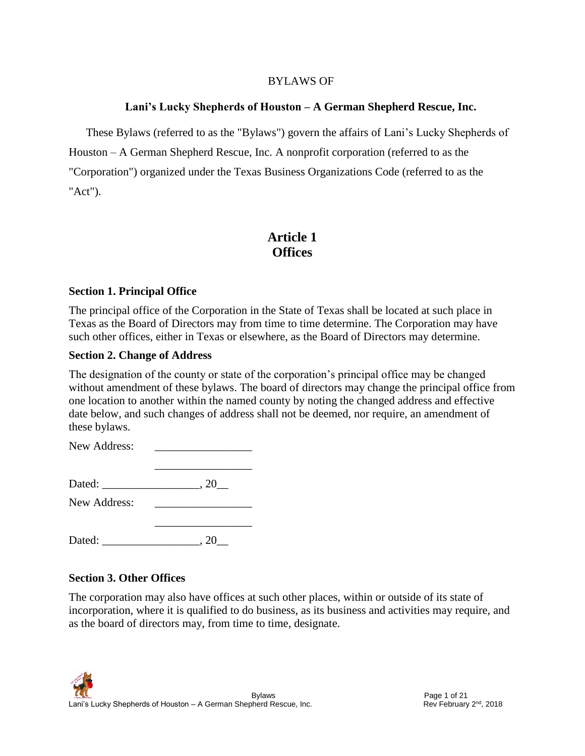BYLAWS OF

**Lani's Lucky Shepherds of Houston – A German Shepherd Rescue, Inc.**

These Bylaws (referred to as the "Bylaws") govern the affairs of Lani's Lucky Shepherds of Houston – A German Shepherd Rescue, Inc. A nonprofit corporation (referred to as the "Corporation") organized under the Texas Business Organizations Code (referred to as the "Act").

# Article 1
# Offices

### Section 1. Principal Office

The principal office of the Corporation in the State of Texas shall be located at such place in Texas as the Board of Directors may from time to time determine. The Corporation may have such other offices, either in Texas or elsewhere, as the Board of Directors may determine.

### Section 2. Change of Address

The designation of the county or state of the corporation's principal office may be changed without amendment of these bylaws. The board of directors may change the principal office from one location to another within the named county by noting the changed address and effective date below, and such changes of address shall not be deemed, nor require, an amendment of these bylaws.

New Address: _________________

_________________

Dated: _________________, 20__

New Address: _________________

_________________

Dated: _________________, 20__

### Section 3. Other Offices

The corporation may also have offices at such other places, within or outside of its state of incorporation, where it is qualified to do business, as its business and activities may require, and as the board of directors may, from time to time, designate.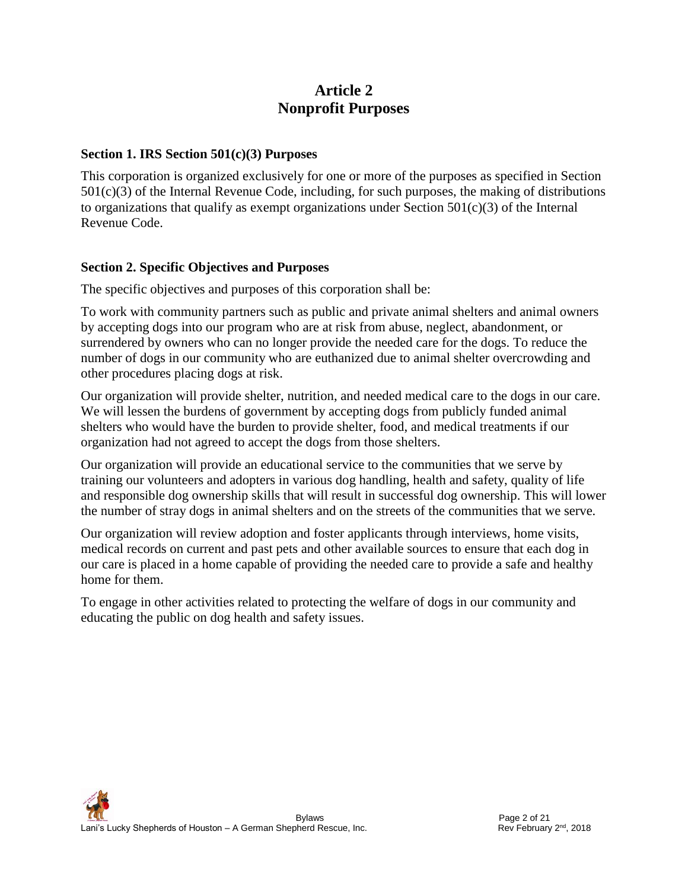# Article 2
# Nonprofit Purposes

### Section 1. IRS Section 501(c)(3) Purposes

This corporation is organized exclusively for one or more of the purposes as specified in Section 501(c)(3) of the Internal Revenue Code, including, for such purposes, the making of distributions to organizations that qualify as exempt organizations under Section 501(c)(3) of the Internal Revenue Code.

### Section 2. Specific Objectives and Purposes

The specific objectives and purposes of this corporation shall be:

To work with community partners such as public and private animal shelters and animal owners by accepting dogs into our program who are at risk from abuse, neglect, abandonment, or surrendered by owners who can no longer provide the needed care for the dogs. To reduce the number of dogs in our community who are euthanized due to animal shelter overcrowding and other procedures placing dogs at risk.

Our organization will provide shelter, nutrition, and needed medical care to the dogs in our care. We will lessen the burdens of government by accepting dogs from publicly funded animal shelters who would have the burden to provide shelter, food, and medical treatments if our organization had not agreed to accept the dogs from those shelters.

Our organization will provide an educational service to the communities that we serve by training our volunteers and adopters in various dog handling, health and safety, quality of life and responsible dog ownership skills that will result in successful dog ownership. This will lower the number of stray dogs in animal shelters and on the streets of the communities that we serve.

Our organization will review adoption and foster applicants through interviews, home visits, medical records on current and past pets and other available sources to ensure that each dog in our care is placed in a home capable of providing the needed care to provide a safe and healthy home for them.

To engage in other activities related to protecting the welfare of dogs in our community and educating the public on dog health and safety issues.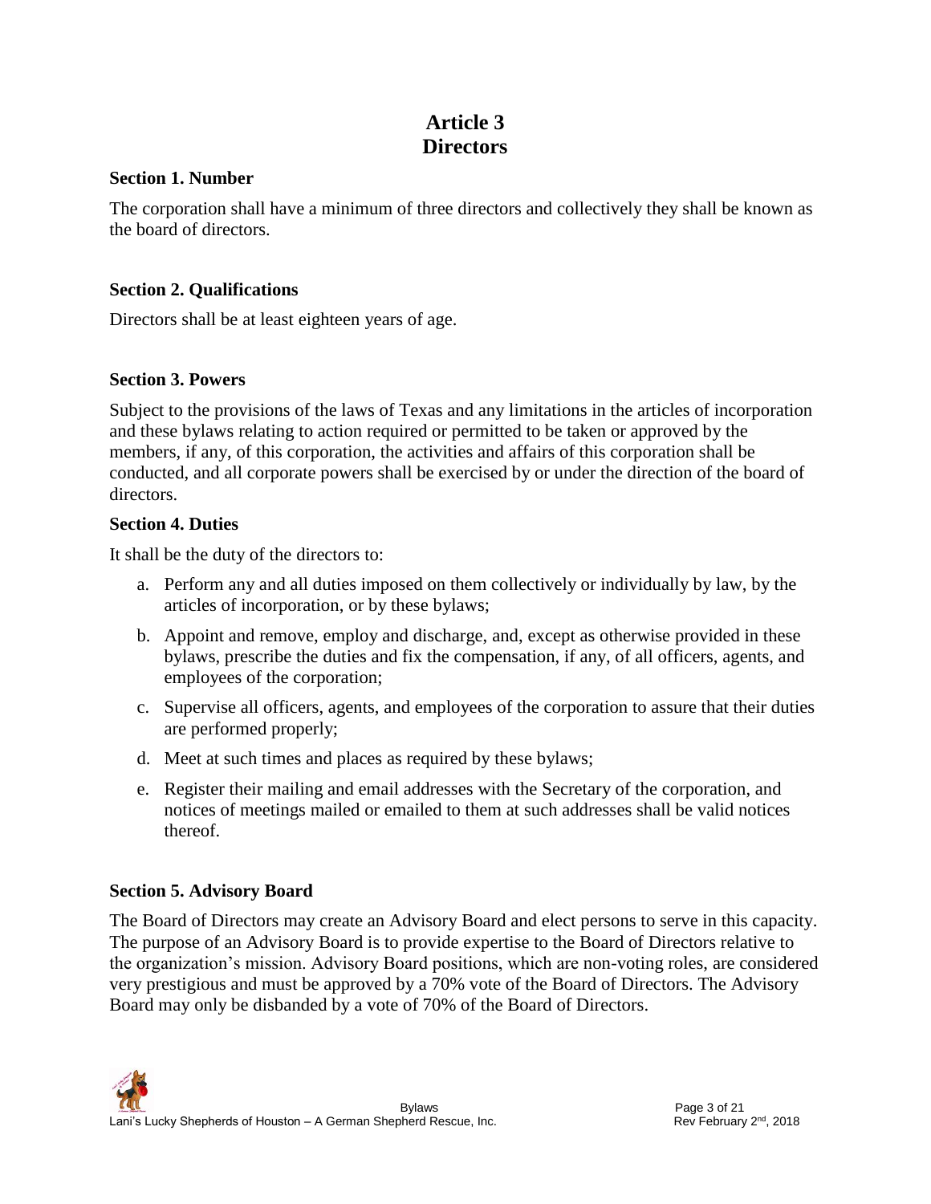# Article 3
# Directors

### Section 1. Number

The corporation shall have a minimum of three directors and collectively they shall be known as the board of directors.

### Section 2. Qualifications

Directors shall be at least eighteen years of age.

### Section 3. Powers

Subject to the provisions of the laws of Texas and any limitations in the articles of incorporation and these bylaws relating to action required or permitted to be taken or approved by the members, if any, of this corporation, the activities and affairs of this corporation shall be conducted, and all corporate powers shall be exercised by or under the direction of the board of directors.

### Section 4. Duties

It shall be the duty of the directors to:

a. Perform any and all duties imposed on them collectively or individually by law, by the articles of incorporation, or by these bylaws;

b. Appoint and remove, employ and discharge, and, except as otherwise provided in these bylaws, prescribe the duties and fix the compensation, if any, of all officers, agents, and employees of the corporation;

c. Supervise all officers, agents, and employees of the corporation to assure that their duties are performed properly;

d. Meet at such times and places as required by these bylaws;

e. Register their mailing and email addresses with the Secretary of the corporation, and notices of meetings mailed or emailed to them at such addresses shall be valid notices thereof.

### Section 5. Advisory Board

The Board of Directors may create an Advisory Board and elect persons to serve in this capacity. The purpose of an Advisory Board is to provide expertise to the Board of Directors relative to the organization's mission. Advisory Board positions, which are non-voting roles, are considered very prestigious and must be approved by a 70% vote of the Board of Directors. The Advisory Board may only be disbanded by a vote of 70% of the Board of Directors.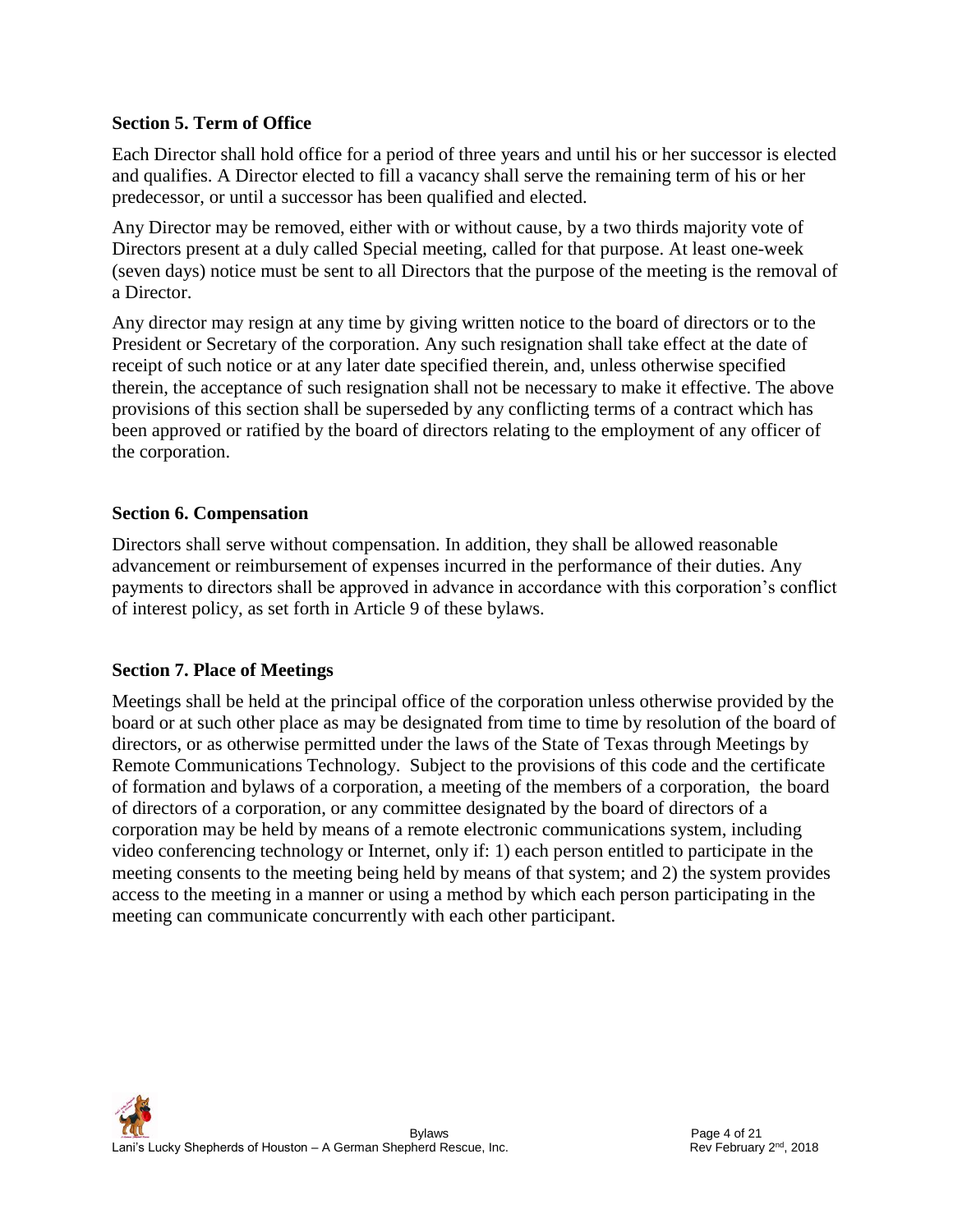### Section 5. Term of Office

Each Director shall hold office for a period of three years and until his or her successor is elected and qualifies. A Director elected to fill a vacancy shall serve the remaining term of his or her predecessor, or until a successor has been qualified and elected.

Any Director may be removed, either with or without cause, by a two thirds majority vote of Directors present at a duly called Special meeting, called for that purpose. At least one-week (seven days) notice must be sent to all Directors that the purpose of the meeting is the removal of a Director.

Any director may resign at any time by giving written notice to the board of directors or to the President or Secretary of the corporation. Any such resignation shall take effect at the date of receipt of such notice or at any later date specified therein, and, unless otherwise specified therein, the acceptance of such resignation shall not be necessary to make it effective. The above provisions of this section shall be superseded by any conflicting terms of a contract which has been approved or ratified by the board of directors relating to the employment of any officer of the corporation.

### Section 6. Compensation

Directors shall serve without compensation. In addition, they shall be allowed reasonable advancement or reimbursement of expenses incurred in the performance of their duties. Any payments to directors shall be approved in advance in accordance with this corporation's conflict of interest policy, as set forth in Article 9 of these bylaws.

### Section 7. Place of Meetings

Meetings shall be held at the principal office of the corporation unless otherwise provided by the board or at such other place as may be designated from time to time by resolution of the board of directors, or as otherwise permitted under the laws of the State of Texas through Meetings by Remote Communications Technology. Subject to the provisions of this code and the certificate of formation and bylaws of a corporation, a meeting of the members of a corporation, the board of directors of a corporation, or any committee designated by the board of directors of a corporation may be held by means of a remote electronic communications system, including video conferencing technology or Internet, only if: 1) each person entitled to participate in the meeting consents to the meeting being held by means of that system; and 2) the system provides access to the meeting in a manner or using a method by which each person participating in the meeting can communicate concurrently with each other participant.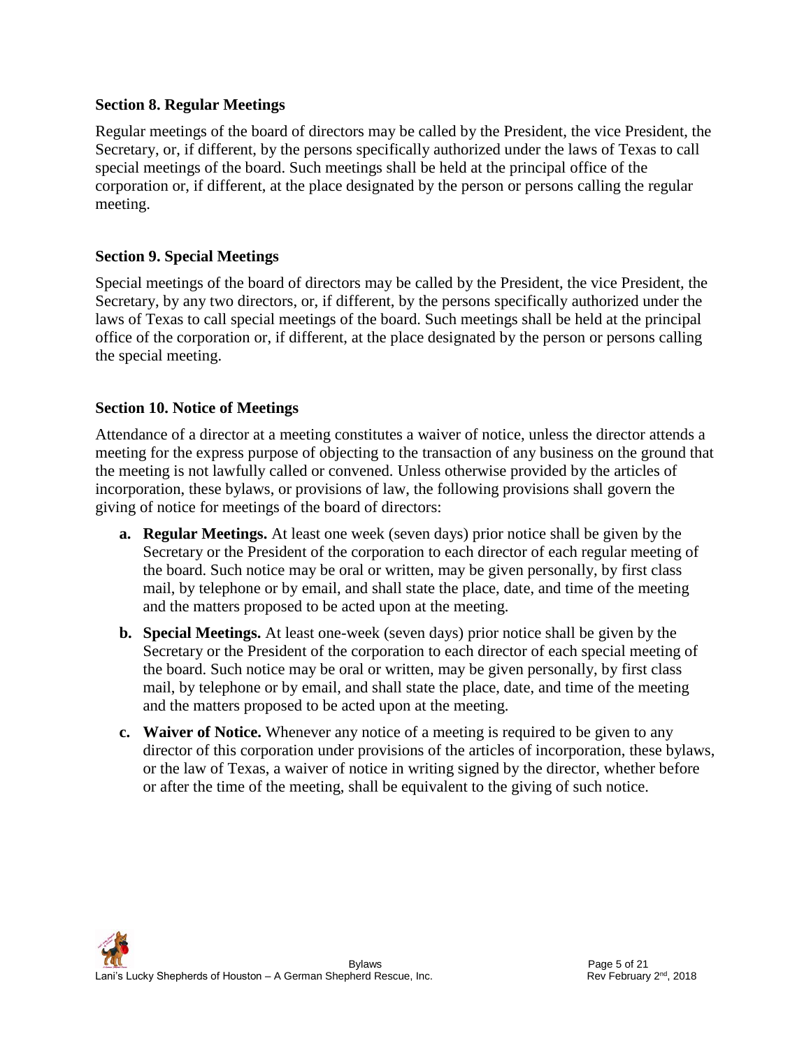### Section 8. Regular Meetings

Regular meetings of the board of directors may be called by the President, the vice President, the Secretary, or, if different, by the persons specifically authorized under the laws of Texas to call special meetings of the board. Such meetings shall be held at the principal office of the corporation or, if different, at the place designated by the person or persons calling the regular meeting.

### Section 9. Special Meetings

Special meetings of the board of directors may be called by the President, the vice President, the Secretary, by any two directors, or, if different, by the persons specifically authorized under the laws of Texas to call special meetings of the board. Such meetings shall be held at the principal office of the corporation or, if different, at the place designated by the person or persons calling the special meeting.

### Section 10. Notice of Meetings

Attendance of a director at a meeting constitutes a waiver of notice, unless the director attends a meeting for the express purpose of objecting to the transaction of any business on the ground that the meeting is not lawfully called or convened. Unless otherwise provided by the articles of incorporation, these bylaws, or provisions of law, the following provisions shall govern the giving of notice for meetings of the board of directors:

- **a. Regular Meetings.** At least one week (seven days) prior notice shall be given by the Secretary or the President of the corporation to each director of each regular meeting of the board. Such notice may be oral or written, may be given personally, by first class mail, by telephone or by email, and shall state the place, date, and time of the meeting and the matters proposed to be acted upon at the meeting.
- **b. Special Meetings.** At least one-week (seven days) prior notice shall be given by the Secretary or the President of the corporation to each director of each special meeting of the board. Such notice may be oral or written, may be given personally, by first class mail, by telephone or by email, and shall state the place, date, and time of the meeting and the matters proposed to be acted upon at the meeting.
- **c. Waiver of Notice.** Whenever any notice of a meeting is required to be given to any director of this corporation under provisions of the articles of incorporation, these bylaws, or the law of Texas, a waiver of notice in writing signed by the director, whether before or after the time of the meeting, shall be equivalent to the giving of such notice.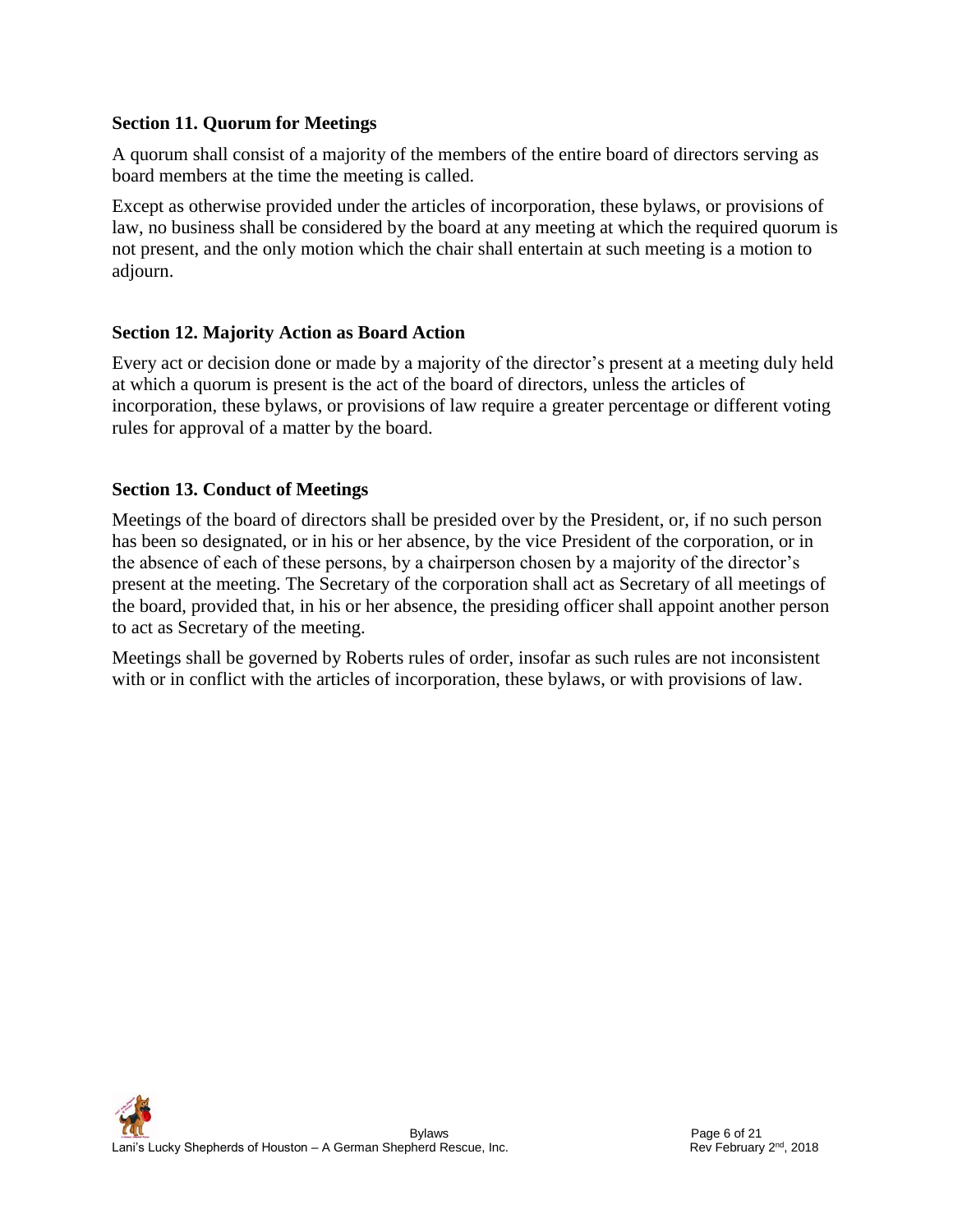### Section 11. Quorum for Meetings

A quorum shall consist of a majority of the members of the entire board of directors serving as board members at the time the meeting is called.

Except as otherwise provided under the articles of incorporation, these bylaws, or provisions of law, no business shall be considered by the board at any meeting at which the required quorum is not present, and the only motion which the chair shall entertain at such meeting is a motion to adjourn.

### Section 12. Majority Action as Board Action

Every act or decision done or made by a majority of the director's present at a meeting duly held at which a quorum is present is the act of the board of directors, unless the articles of incorporation, these bylaws, or provisions of law require a greater percentage or different voting rules for approval of a matter by the board.

### Section 13. Conduct of Meetings

Meetings of the board of directors shall be presided over by the President, or, if no such person has been so designated, or in his or her absence, by the vice President of the corporation, or in the absence of each of these persons, by a chairperson chosen by a majority of the director's present at the meeting. The Secretary of the corporation shall act as Secretary of all meetings of the board, provided that, in his or her absence, the presiding officer shall appoint another person to act as Secretary of the meeting.

Meetings shall be governed by Roberts rules of order, insofar as such rules are not inconsistent with or in conflict with the articles of incorporation, these bylaws, or with provisions of law.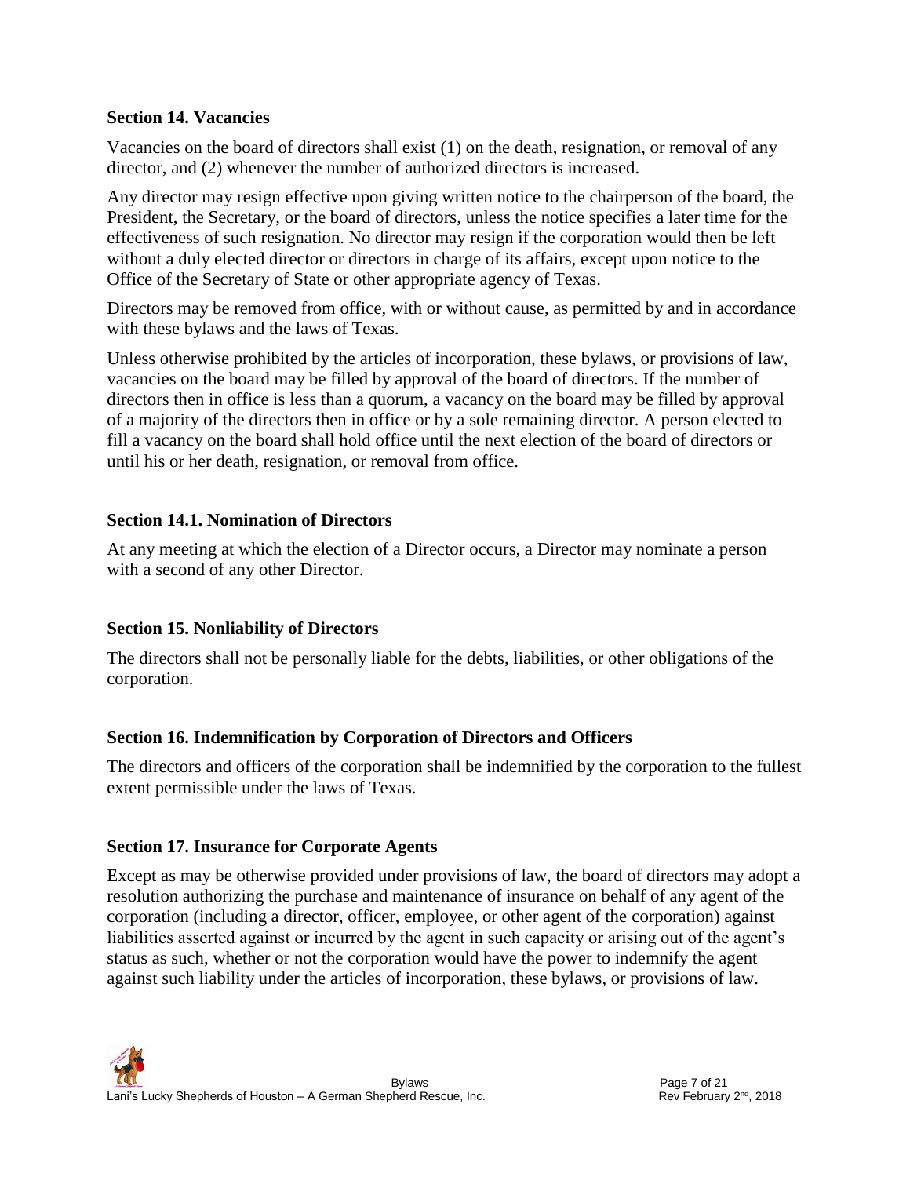### Section 14. Vacancies

Vacancies on the board of directors shall exist (1) on the death, resignation, or removal of any director, and (2) whenever the number of authorized directors is increased.

Any director may resign effective upon giving written notice to the chairperson of the board, the President, the Secretary, or the board of directors, unless the notice specifies a later time for the effectiveness of such resignation. No director may resign if the corporation would then be left without a duly elected director or directors in charge of its affairs, except upon notice to the Office of the Secretary of State or other appropriate agency of Texas.

Directors may be removed from office, with or without cause, as permitted by and in accordance with these bylaws and the laws of Texas.

Unless otherwise prohibited by the articles of incorporation, these bylaws, or provisions of law, vacancies on the board may be filled by approval of the board of directors. If the number of directors then in office is less than a quorum, a vacancy on the board may be filled by approval of a majority of the directors then in office or by a sole remaining director. A person elected to fill a vacancy on the board shall hold office until the next election of the board of directors or until his or her death, resignation, or removal from office.

### Section 14.1. Nomination of Directors

At any meeting at which the election of a Director occurs, a Director may nominate a person with a second of any other Director.

### Section 15. Nonliability of Directors

The directors shall not be personally liable for the debts, liabilities, or other obligations of the corporation.

### Section 16. Indemnification by Corporation of Directors and Officers

The directors and officers of the corporation shall be indemnified by the corporation to the fullest extent permissible under the laws of Texas.

### Section 17. Insurance for Corporate Agents

Except as may be otherwise provided under provisions of law, the board of directors may adopt a resolution authorizing the purchase and maintenance of insurance on behalf of any agent of the corporation (including a director, officer, employee, or other agent of the corporation) against liabilities asserted against or incurred by the agent in such capacity or arising out of the agent's status as such, whether or not the corporation would have the power to indemnify the agent against such liability under the articles of incorporation, these bylaws, or provisions of law.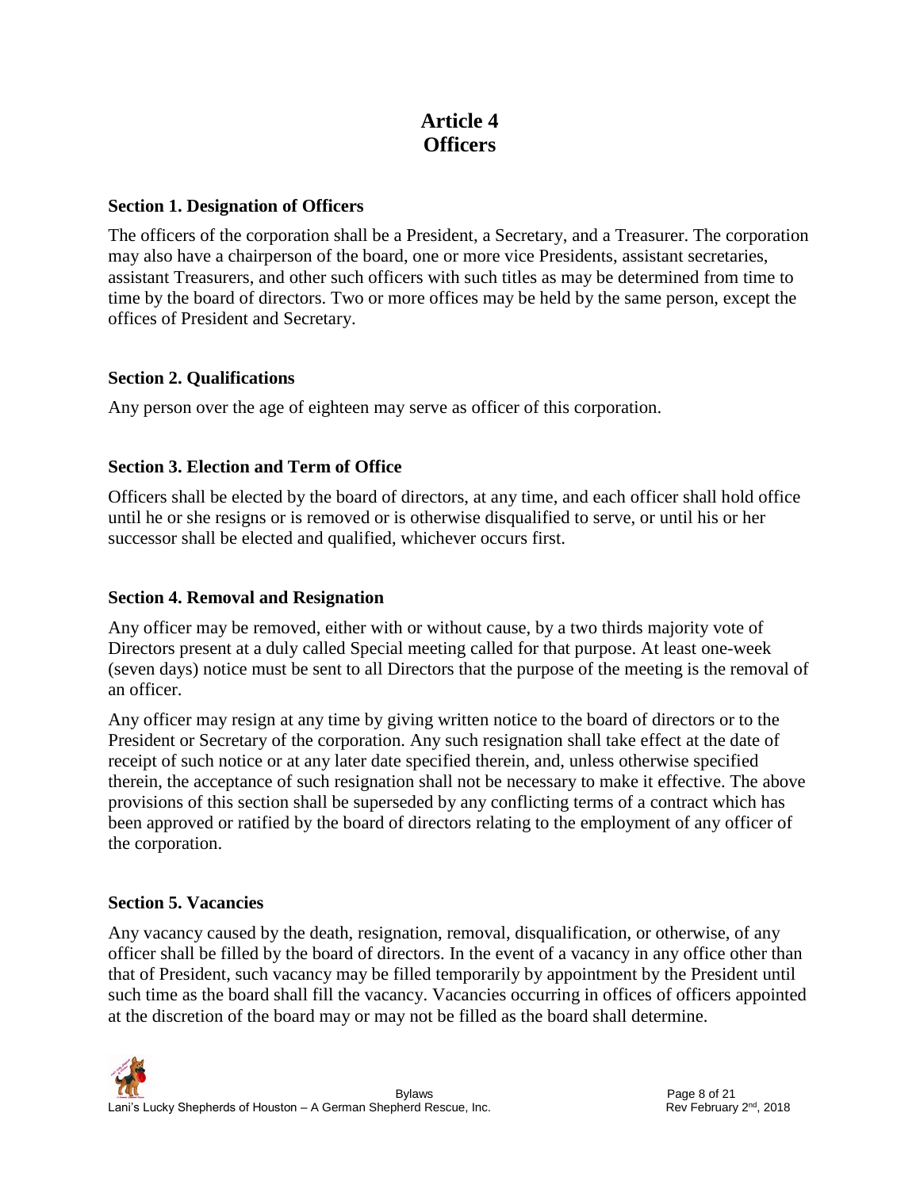# Article 4
# Officers

### Section 1. Designation of Officers

The officers of the corporation shall be a President, a Secretary, and a Treasurer. The corporation may also have a chairperson of the board, one or more vice Presidents, assistant secretaries, assistant Treasurers, and other such officers with such titles as may be determined from time to time by the board of directors. Two or more offices may be held by the same person, except the offices of President and Secretary.

### Section 2. Qualifications

Any person over the age of eighteen may serve as officer of this corporation.

### Section 3. Election and Term of Office

Officers shall be elected by the board of directors, at any time, and each officer shall hold office until he or she resigns or is removed or is otherwise disqualified to serve, or until his or her successor shall be elected and qualified, whichever occurs first.

### Section 4. Removal and Resignation

Any officer may be removed, either with or without cause, by a two thirds majority vote of Directors present at a duly called Special meeting called for that purpose. At least one-week (seven days) notice must be sent to all Directors that the purpose of the meeting is the removal of an officer.

Any officer may resign at any time by giving written notice to the board of directors or to the President or Secretary of the corporation. Any such resignation shall take effect at the date of receipt of such notice or at any later date specified therein, and, unless otherwise specified therein, the acceptance of such resignation shall not be necessary to make it effective. The above provisions of this section shall be superseded by any conflicting terms of a contract which has been approved or ratified by the board of directors relating to the employment of any officer of the corporation.

### Section 5. Vacancies

Any vacancy caused by the death, resignation, removal, disqualification, or otherwise, of any officer shall be filled by the board of directors. In the event of a vacancy in any office other than that of President, such vacancy may be filled temporarily by appointment by the President until such time as the board shall fill the vacancy. Vacancies occurring in offices of officers appointed at the discretion of the board may or may not be filled as the board shall determine.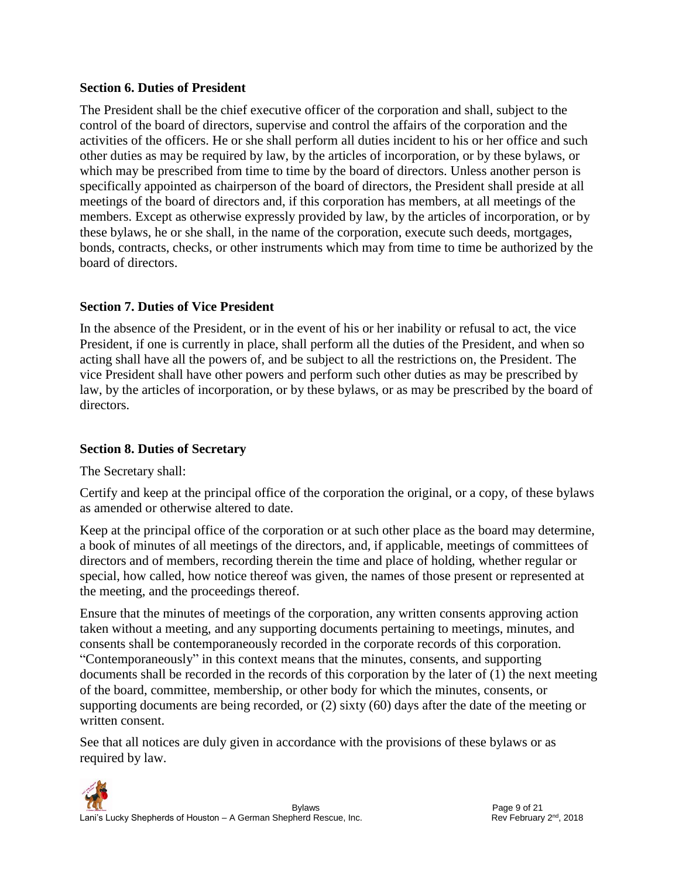### Section 6. Duties of President

The President shall be the chief executive officer of the corporation and shall, subject to the control of the board of directors, supervise and control the affairs of the corporation and the activities of the officers. He or she shall perform all duties incident to his or her office and such other duties as may be required by law, by the articles of incorporation, or by these bylaws, or which may be prescribed from time to time by the board of directors. Unless another person is specifically appointed as chairperson of the board of directors, the President shall preside at all meetings of the board of directors and, if this corporation has members, at all meetings of the members. Except as otherwise expressly provided by law, by the articles of incorporation, or by these bylaws, he or she shall, in the name of the corporation, execute such deeds, mortgages, bonds, contracts, checks, or other instruments which may from time to time be authorized by the board of directors.

### Section 7. Duties of Vice President

In the absence of the President, or in the event of his or her inability or refusal to act, the vice President, if one is currently in place, shall perform all the duties of the President, and when so acting shall have all the powers of, and be subject to all the restrictions on, the President. The vice President shall have other powers and perform such other duties as may be prescribed by law, by the articles of incorporation, or by these bylaws, or as may be prescribed by the board of directors.

### Section 8. Duties of Secretary

The Secretary shall:

Certify and keep at the principal office of the corporation the original, or a copy, of these bylaws as amended or otherwise altered to date.

Keep at the principal office of the corporation or at such other place as the board may determine, a book of minutes of all meetings of the directors, and, if applicable, meetings of committees of directors and of members, recording therein the time and place of holding, whether regular or special, how called, how notice thereof was given, the names of those present or represented at the meeting, and the proceedings thereof.

Ensure that the minutes of meetings of the corporation, any written consents approving action taken without a meeting, and any supporting documents pertaining to meetings, minutes, and consents shall be contemporaneously recorded in the corporate records of this corporation. "Contemporaneously" in this context means that the minutes, consents, and supporting documents shall be recorded in the records of this corporation by the later of (1) the next meeting of the board, committee, membership, or other body for which the minutes, consents, or supporting documents are being recorded, or (2) sixty (60) days after the date of the meeting or written consent.

See that all notices are duly given in accordance with the provisions of these bylaws or as required by law.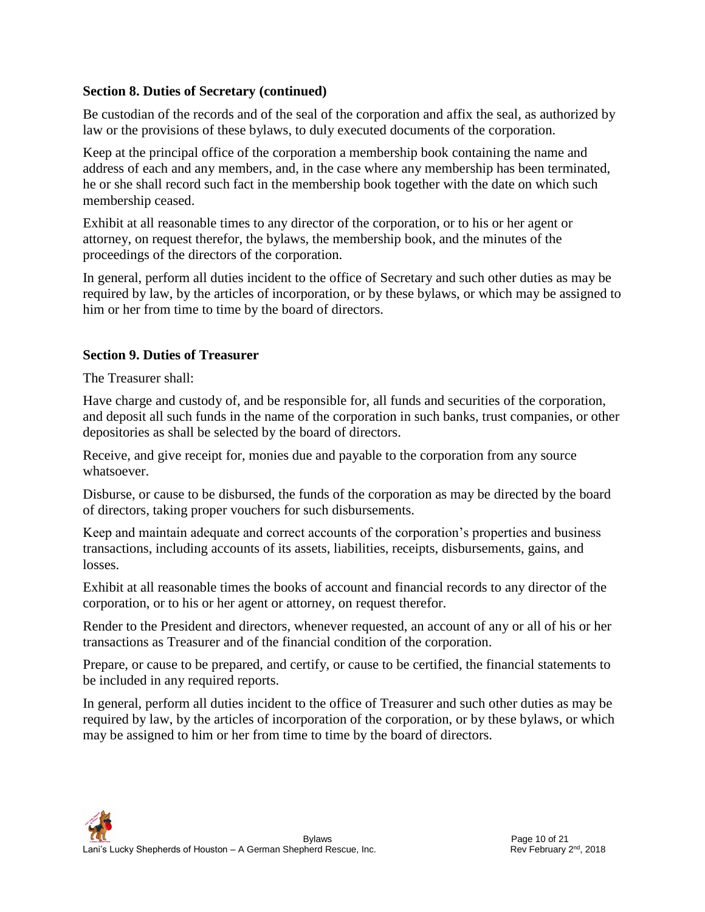### Section 8. Duties of Secretary (continued)

Be custodian of the records and of the seal of the corporation and affix the seal, as authorized by law or the provisions of these bylaws, to duly executed documents of the corporation.

Keep at the principal office of the corporation a membership book containing the name and address of each and any members, and, in the case where any membership has been terminated, he or she shall record such fact in the membership book together with the date on which such membership ceased.

Exhibit at all reasonable times to any director of the corporation, or to his or her agent or attorney, on request therefor, the bylaws, the membership book, and the minutes of the proceedings of the directors of the corporation.

In general, perform all duties incident to the office of Secretary and such other duties as may be required by law, by the articles of incorporation, or by these bylaws, or which may be assigned to him or her from time to time by the board of directors.

### Section 9. Duties of Treasurer

The Treasurer shall:

Have charge and custody of, and be responsible for, all funds and securities of the corporation, and deposit all such funds in the name of the corporation in such banks, trust companies, or other depositories as shall be selected by the board of directors.

Receive, and give receipt for, monies due and payable to the corporation from any source whatsoever.

Disburse, or cause to be disbursed, the funds of the corporation as may be directed by the board of directors, taking proper vouchers for such disbursements.

Keep and maintain adequate and correct accounts of the corporation's properties and business transactions, including accounts of its assets, liabilities, receipts, disbursements, gains, and losses.

Exhibit at all reasonable times the books of account and financial records to any director of the corporation, or to his or her agent or attorney, on request therefor.

Render to the President and directors, whenever requested, an account of any or all of his or her transactions as Treasurer and of the financial condition of the corporation.

Prepare, or cause to be prepared, and certify, or cause to be certified, the financial statements to be included in any required reports.

In general, perform all duties incident to the office of Treasurer and such other duties as may be required by law, by the articles of incorporation of the corporation, or by these bylaws, or which may be assigned to him or her from time to time by the board of directors.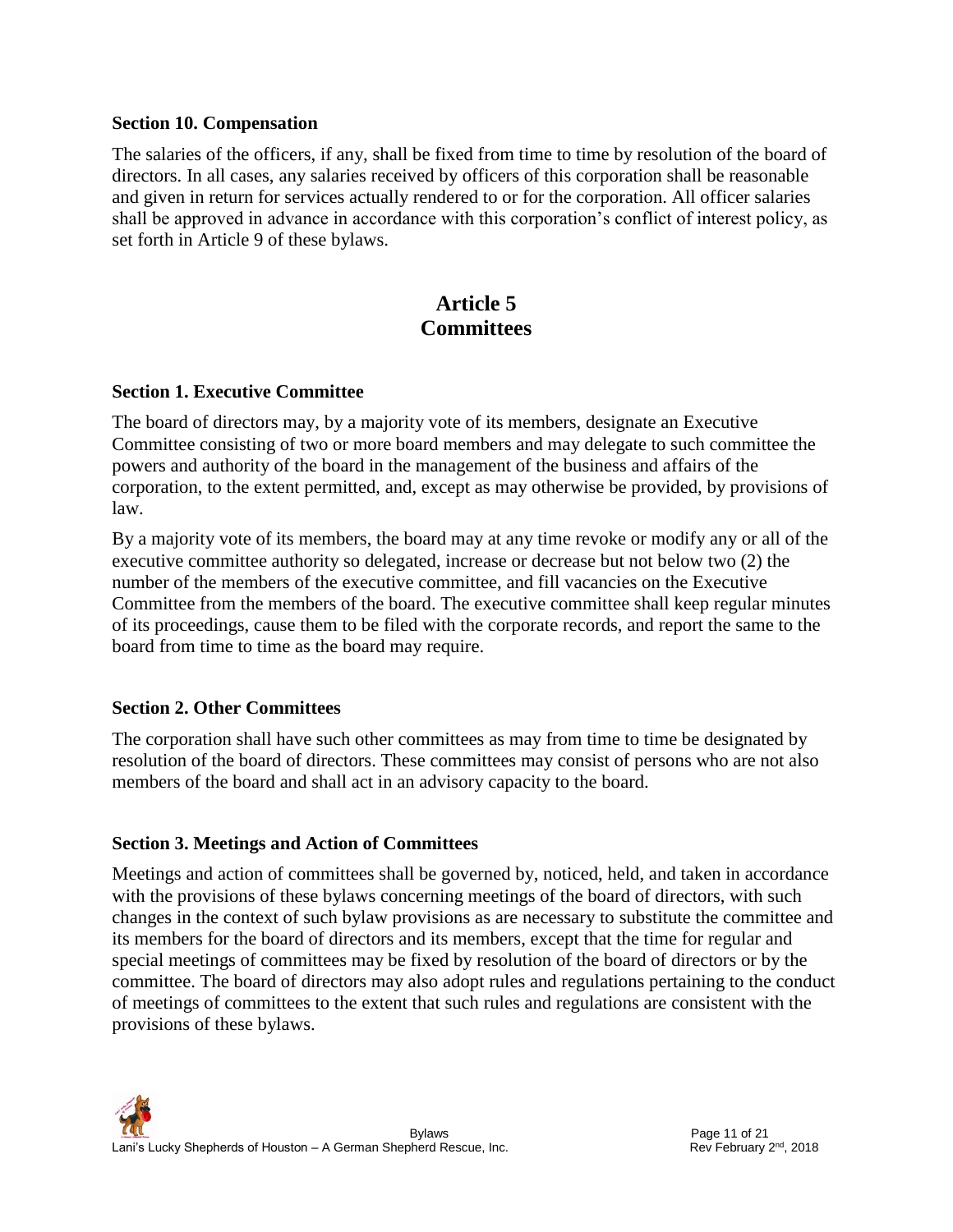### Section 10. Compensation

The salaries of the officers, if any, shall be fixed from time to time by resolution of the board of directors. In all cases, any salaries received by officers of this corporation shall be reasonable and given in return for services actually rendered to or for the corporation. All officer salaries shall be approved in advance in accordance with this corporation's conflict of interest policy, as set forth in Article 9 of these bylaws.

## Article 5
## Committees

### Section 1. Executive Committee

The board of directors may, by a majority vote of its members, designate an Executive Committee consisting of two or more board members and may delegate to such committee the powers and authority of the board in the management of the business and affairs of the corporation, to the extent permitted, and, except as may otherwise be provided, by provisions of law.

By a majority vote of its members, the board may at any time revoke or modify any or all of the executive committee authority so delegated, increase or decrease but not below two (2) the number of the members of the executive committee, and fill vacancies on the Executive Committee from the members of the board. The executive committee shall keep regular minutes of its proceedings, cause them to be filed with the corporate records, and report the same to the board from time to time as the board may require.

### Section 2. Other Committees

The corporation shall have such other committees as may from time to time be designated by resolution of the board of directors. These committees may consist of persons who are not also members of the board and shall act in an advisory capacity to the board.

### Section 3. Meetings and Action of Committees

Meetings and action of committees shall be governed by, noticed, held, and taken in accordance with the provisions of these bylaws concerning meetings of the board of directors, with such changes in the context of such bylaw provisions as are necessary to substitute the committee and its members for the board of directors and its members, except that the time for regular and special meetings of committees may be fixed by resolution of the board of directors or by the committee. The board of directors may also adopt rules and regulations pertaining to the conduct of meetings of committees to the extent that such rules and regulations are consistent with the provisions of these bylaws.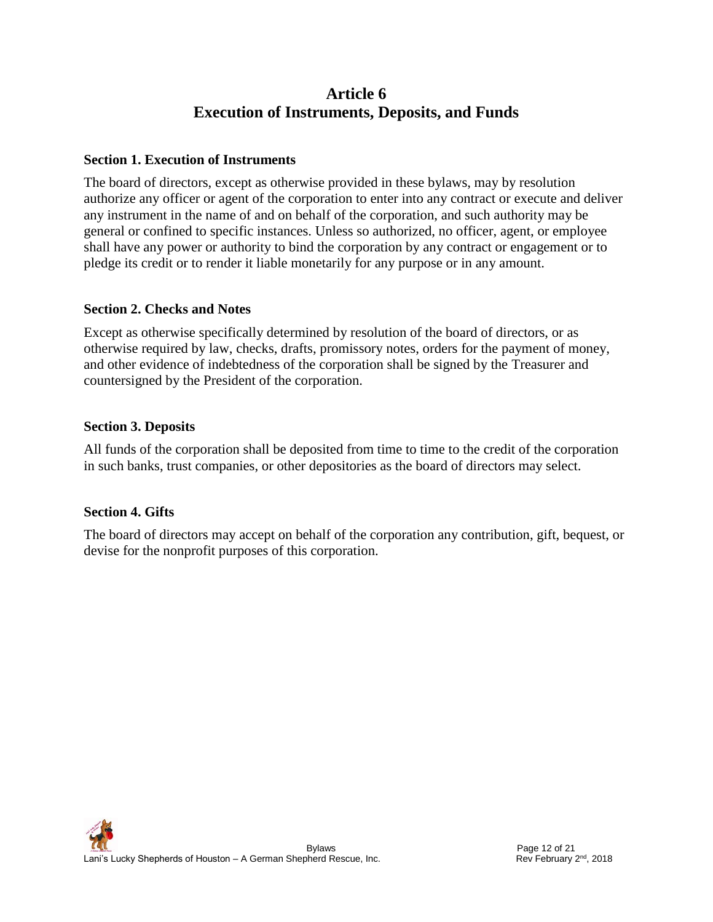# Article 6
# Execution of Instruments, Deposits, and Funds

### Section 1. Execution of Instruments

The board of directors, except as otherwise provided in these bylaws, may by resolution authorize any officer or agent of the corporation to enter into any contract or execute and deliver any instrument in the name of and on behalf of the corporation, and such authority may be general or confined to specific instances. Unless so authorized, no officer, agent, or employee shall have any power or authority to bind the corporation by any contract or engagement or to pledge its credit or to render it liable monetarily for any purpose or in any amount.

### Section 2. Checks and Notes

Except as otherwise specifically determined by resolution of the board of directors, or as otherwise required by law, checks, drafts, promissory notes, orders for the payment of money, and other evidence of indebtedness of the corporation shall be signed by the Treasurer and countersigned by the President of the corporation.

### Section 3. Deposits

All funds of the corporation shall be deposited from time to time to the credit of the corporation in such banks, trust companies, or other depositories as the board of directors may select.

### Section 4. Gifts

The board of directors may accept on behalf of the corporation any contribution, gift, bequest, or devise for the nonprofit purposes of this corporation.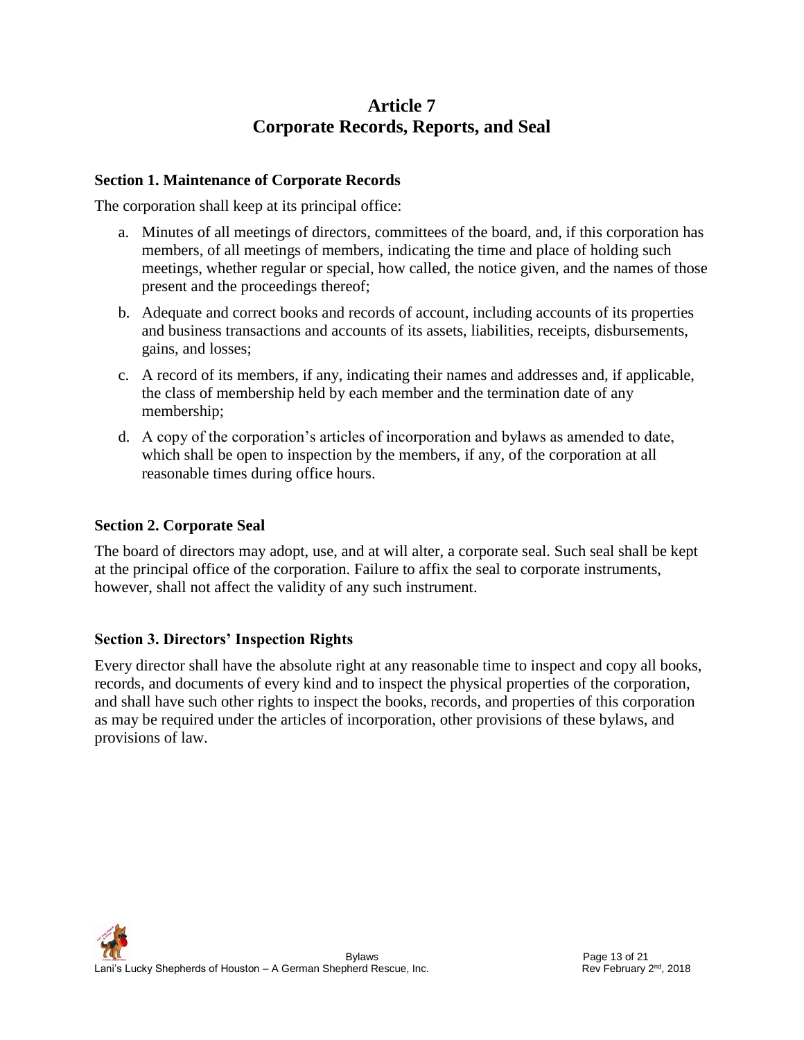# Article 7
# Corporate Records, Reports, and Seal

### Section 1. Maintenance of Corporate Records

The corporation shall keep at its principal office:

a. Minutes of all meetings of directors, committees of the board, and, if this corporation has members, of all meetings of members, indicating the time and place of holding such meetings, whether regular or special, how called, the notice given, and the names of those present and the proceedings thereof;

b. Adequate and correct books and records of account, including accounts of its properties and business transactions and accounts of its assets, liabilities, receipts, disbursements, gains, and losses;

c. A record of its members, if any, indicating their names and addresses and, if applicable, the class of membership held by each member and the termination date of any membership;

d. A copy of the corporation's articles of incorporation and bylaws as amended to date, which shall be open to inspection by the members, if any, of the corporation at all reasonable times during office hours.

### Section 2. Corporate Seal

The board of directors may adopt, use, and at will alter, a corporate seal. Such seal shall be kept at the principal office of the corporation. Failure to affix the seal to corporate instruments, however, shall not affect the validity of any such instrument.

### Section 3. Directors' Inspection Rights

Every director shall have the absolute right at any reasonable time to inspect and copy all books, records, and documents of every kind and to inspect the physical properties of the corporation, and shall have such other rights to inspect the books, records, and properties of this corporation as may be required under the articles of incorporation, other provisions of these bylaws, and provisions of law.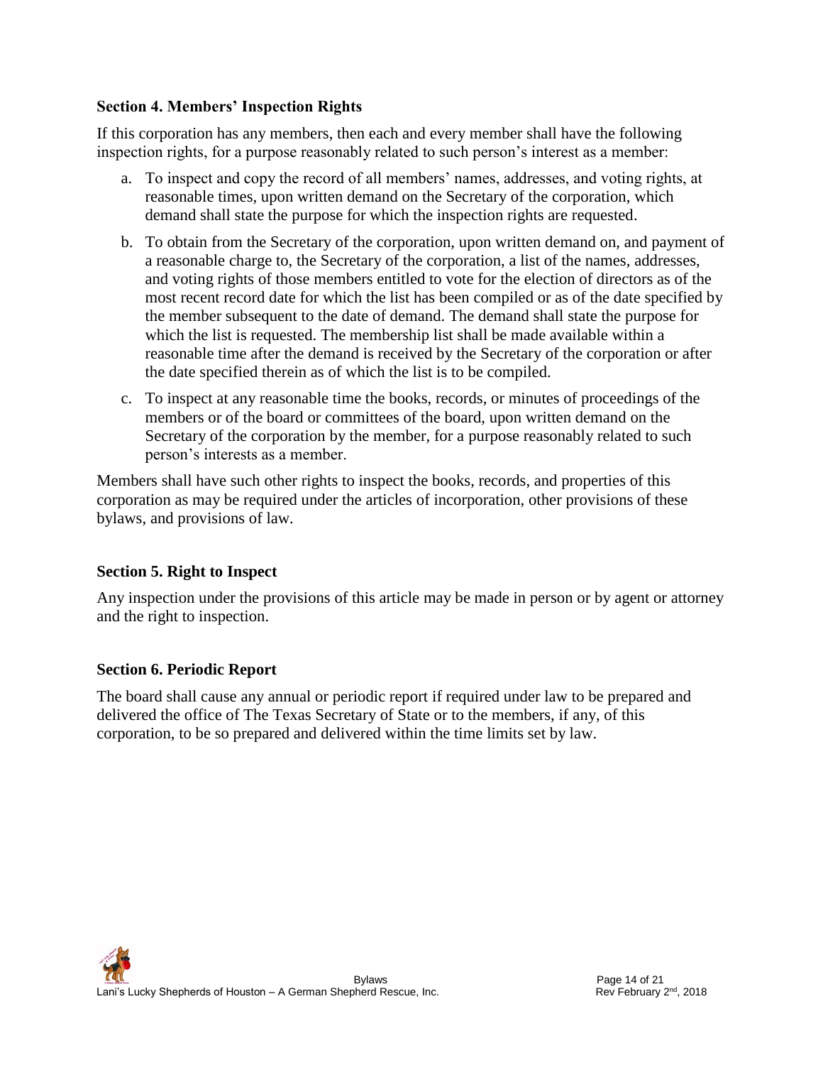### Section 4. Members' Inspection Rights

If this corporation has any members, then each and every member shall have the following inspection rights, for a purpose reasonably related to such person's interest as a member:

a. To inspect and copy the record of all members' names, addresses, and voting rights, at reasonable times, upon written demand on the Secretary of the corporation, which demand shall state the purpose for which the inspection rights are requested.

b. To obtain from the Secretary of the corporation, upon written demand on, and payment of a reasonable charge to, the Secretary of the corporation, a list of the names, addresses, and voting rights of those members entitled to vote for the election of directors as of the most recent record date for which the list has been compiled or as of the date specified by the member subsequent to the date of demand. The demand shall state the purpose for which the list is requested. The membership list shall be made available within a reasonable time after the demand is received by the Secretary of the corporation or after the date specified therein as of which the list is to be compiled.

c. To inspect at any reasonable time the books, records, or minutes of proceedings of the members or of the board or committees of the board, upon written demand on the Secretary of the corporation by the member, for a purpose reasonably related to such person's interests as a member.

Members shall have such other rights to inspect the books, records, and properties of this corporation as may be required under the articles of incorporation, other provisions of these bylaws, and provisions of law.

### Section 5. Right to Inspect

Any inspection under the provisions of this article may be made in person or by agent or attorney and the right to inspection.

### Section 6. Periodic Report

The board shall cause any annual or periodic report if required under law to be prepared and delivered the office of The Texas Secretary of State or to the members, if any, of this corporation, to be so prepared and delivered within the time limits set by law.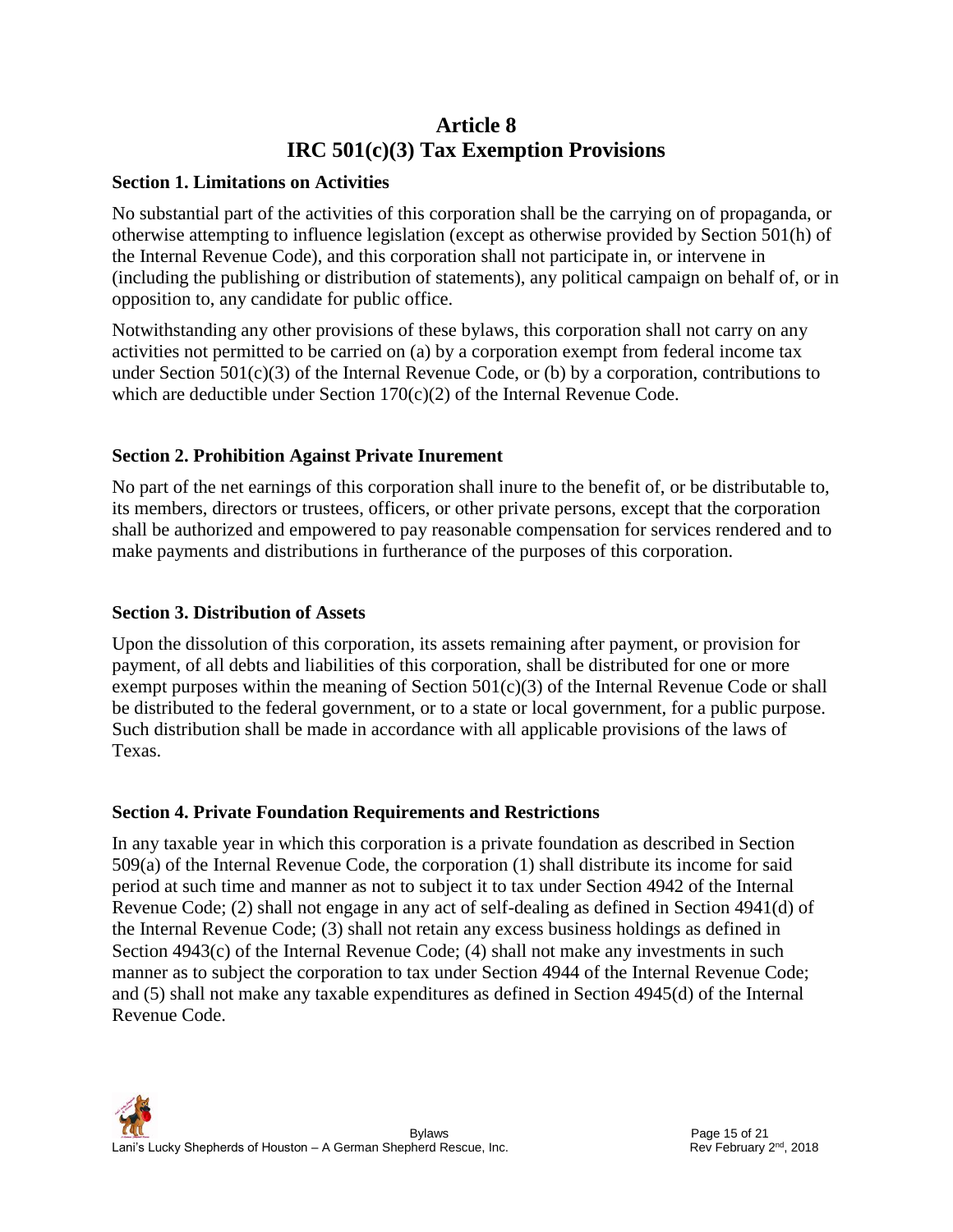# Article 8
# IRC 501(c)(3) Tax Exemption Provisions

### Section 1. Limitations on Activities

No substantial part of the activities of this corporation shall be the carrying on of propaganda, or otherwise attempting to influence legislation (except as otherwise provided by Section 501(h) of the Internal Revenue Code), and this corporation shall not participate in, or intervene in (including the publishing or distribution of statements), any political campaign on behalf of, or in opposition to, any candidate for public office.

Notwithstanding any other provisions of these bylaws, this corporation shall not carry on any activities not permitted to be carried on (a) by a corporation exempt from federal income tax under Section 501(c)(3) of the Internal Revenue Code, or (b) by a corporation, contributions to which are deductible under Section 170(c)(2) of the Internal Revenue Code.

### Section 2. Prohibition Against Private Inurement

No part of the net earnings of this corporation shall inure to the benefit of, or be distributable to, its members, directors or trustees, officers, or other private persons, except that the corporation shall be authorized and empowered to pay reasonable compensation for services rendered and to make payments and distributions in furtherance of the purposes of this corporation.

### Section 3. Distribution of Assets

Upon the dissolution of this corporation, its assets remaining after payment, or provision for payment, of all debts and liabilities of this corporation, shall be distributed for one or more exempt purposes within the meaning of Section 501(c)(3) of the Internal Revenue Code or shall be distributed to the federal government, or to a state or local government, for a public purpose. Such distribution shall be made in accordance with all applicable provisions of the laws of Texas.

### Section 4. Private Foundation Requirements and Restrictions

In any taxable year in which this corporation is a private foundation as described in Section 509(a) of the Internal Revenue Code, the corporation (1) shall distribute its income for said period at such time and manner as not to subject it to tax under Section 4942 of the Internal Revenue Code; (2) shall not engage in any act of self-dealing as defined in Section 4941(d) of the Internal Revenue Code; (3) shall not retain any excess business holdings as defined in Section 4943(c) of the Internal Revenue Code; (4) shall not make any investments in such manner as to subject the corporation to tax under Section 4944 of the Internal Revenue Code; and (5) shall not make any taxable expenditures as defined in Section 4945(d) of the Internal Revenue Code.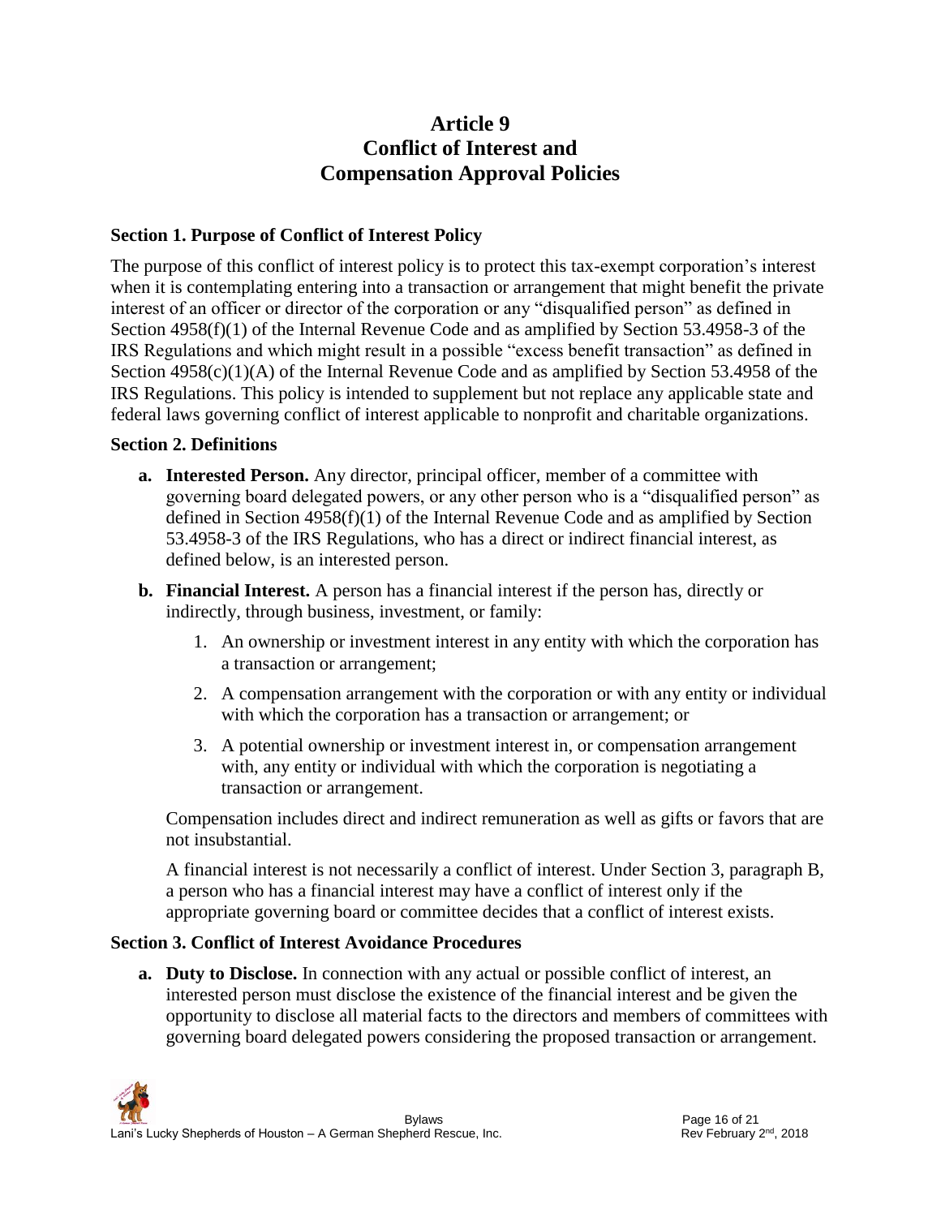# Article 9
# Conflict of Interest and Compensation Approval Policies

### Section 1. Purpose of Conflict of Interest Policy

The purpose of this conflict of interest policy is to protect this tax-exempt corporation's interest when it is contemplating entering into a transaction or arrangement that might benefit the private interest of an officer or director of the corporation or any "disqualified person" as defined in Section 4958(f)(1) of the Internal Revenue Code and as amplified by Section 53.4958-3 of the IRS Regulations and which might result in a possible "excess benefit transaction" as defined in Section 4958(c)(1)(A) of the Internal Revenue Code and as amplified by Section 53.4958 of the IRS Regulations. This policy is intended to supplement but not replace any applicable state and federal laws governing conflict of interest applicable to nonprofit and charitable organizations.

### Section 2. Definitions

**a. Interested Person.** Any director, principal officer, member of a committee with governing board delegated powers, or any other person who is a "disqualified person" as defined in Section 4958(f)(1) of the Internal Revenue Code and as amplified by Section 53.4958-3 of the IRS Regulations, who has a direct or indirect financial interest, as defined below, is an interested person.

**b. Financial Interest.** A person has a financial interest if the person has, directly or indirectly, through business, investment, or family:

1. An ownership or investment interest in any entity with which the corporation has a transaction or arrangement;
2. A compensation arrangement with the corporation or with any entity or individual with which the corporation has a transaction or arrangement; or
3. A potential ownership or investment interest in, or compensation arrangement with, any entity or individual with which the corporation is negotiating a transaction or arrangement.

Compensation includes direct and indirect remuneration as well as gifts or favors that are not insubstantial.

A financial interest is not necessarily a conflict of interest. Under Section 3, paragraph B, a person who has a financial interest may have a conflict of interest only if the appropriate governing board or committee decides that a conflict of interest exists.

### Section 3. Conflict of Interest Avoidance Procedures

**a. Duty to Disclose.** In connection with any actual or possible conflict of interest, an interested person must disclose the existence of the financial interest and be given the opportunity to disclose all material facts to the directors and members of committees with governing board delegated powers considering the proposed transaction or arrangement.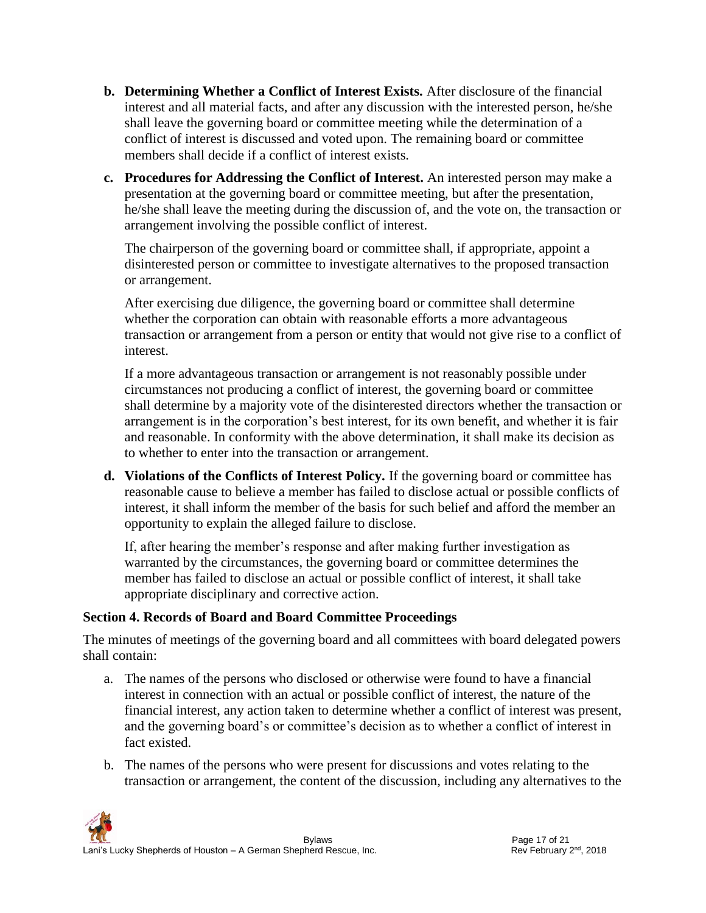b. **Determining Whether a Conflict of Interest Exists.** After disclosure of the financial interest and all material facts, and after any discussion with the interested person, he/she shall leave the governing board or committee meeting while the determination of a conflict of interest is discussed and voted upon. The remaining board or committee members shall decide if a conflict of interest exists.

c. **Procedures for Addressing the Conflict of Interest.** An interested person may make a presentation at the governing board or committee meeting, but after the presentation, he/she shall leave the meeting during the discussion of, and the vote on, the transaction or arrangement involving the possible conflict of interest.

   The chairperson of the governing board or committee shall, if appropriate, appoint a disinterested person or committee to investigate alternatives to the proposed transaction or arrangement.

   After exercising due diligence, the governing board or committee shall determine whether the corporation can obtain with reasonable efforts a more advantageous transaction or arrangement from a person or entity that would not give rise to a conflict of interest.

   If a more advantageous transaction or arrangement is not reasonably possible under circumstances not producing a conflict of interest, the governing board or committee shall determine by a majority vote of the disinterested directors whether the transaction or arrangement is in the corporation's best interest, for its own benefit, and whether it is fair and reasonable. In conformity with the above determination, it shall make its decision as to whether to enter into the transaction or arrangement.

d. **Violations of the Conflicts of Interest Policy.** If the governing board or committee has reasonable cause to believe a member has failed to disclose actual or possible conflicts of interest, it shall inform the member of the basis for such belief and afford the member an opportunity to explain the alleged failure to disclose.

   If, after hearing the member's response and after making further investigation as warranted by the circumstances, the governing board or committee determines the member has failed to disclose an actual or possible conflict of interest, it shall take appropriate disciplinary and corrective action.

### Section 4. Records of Board and Board Committee Proceedings

The minutes of meetings of the governing board and all committees with board delegated powers shall contain:

a. The names of the persons who disclosed or otherwise were found to have a financial interest in connection with an actual or possible conflict of interest, the nature of the financial interest, any action taken to determine whether a conflict of interest was present, and the governing board's or committee's decision as to whether a conflict of interest in fact existed.

b. The names of the persons who were present for discussions and votes relating to the transaction or arrangement, the content of the discussion, including any alternatives to the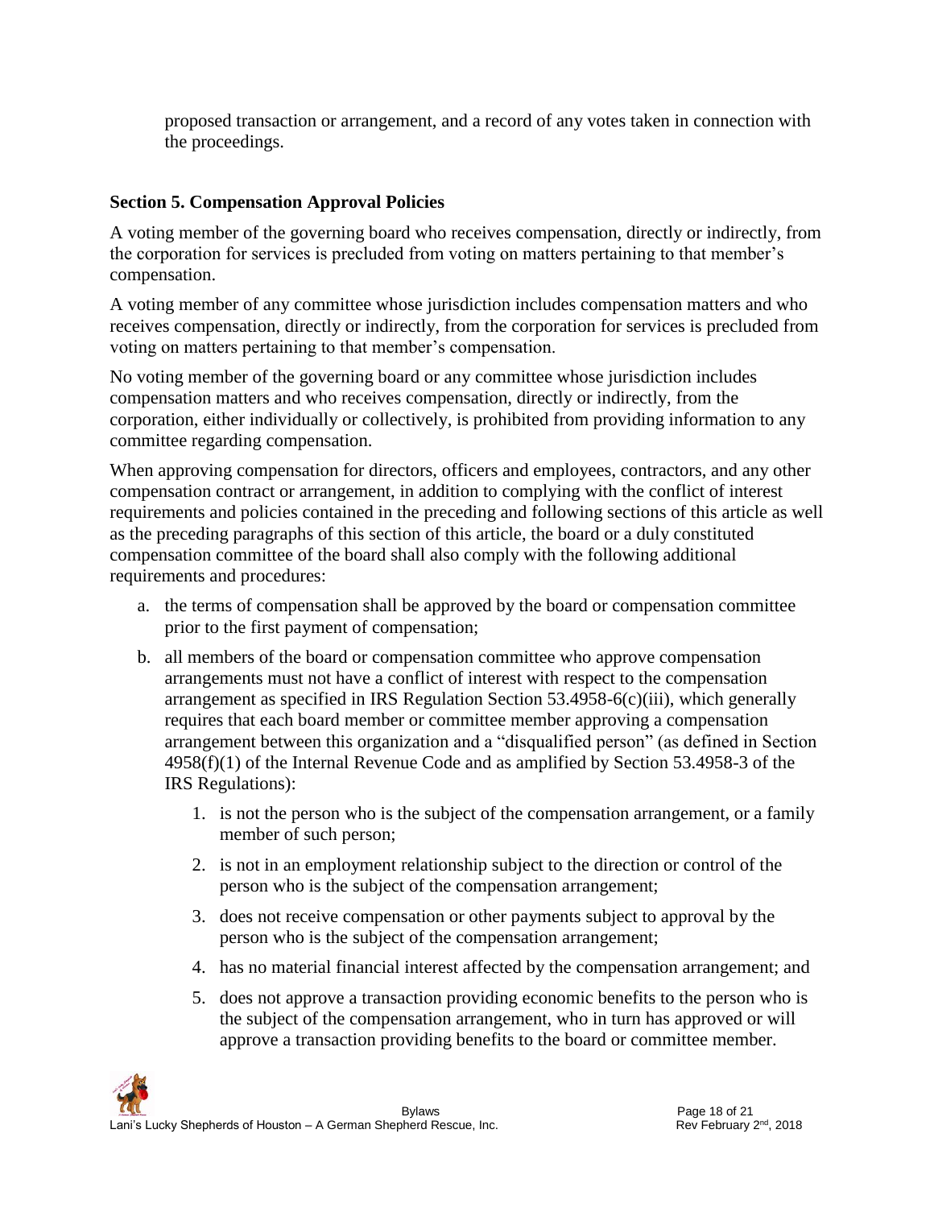proposed transaction or arrangement, and a record of any votes taken in connection with the proceedings.

### Section 5. Compensation Approval Policies

A voting member of the governing board who receives compensation, directly or indirectly, from the corporation for services is precluded from voting on matters pertaining to that member's compensation.

A voting member of any committee whose jurisdiction includes compensation matters and who receives compensation, directly or indirectly, from the corporation for services is precluded from voting on matters pertaining to that member's compensation.

No voting member of the governing board or any committee whose jurisdiction includes compensation matters and who receives compensation, directly or indirectly, from the corporation, either individually or collectively, is prohibited from providing information to any committee regarding compensation.

When approving compensation for directors, officers and employees, contractors, and any other compensation contract or arrangement, in addition to complying with the conflict of interest requirements and policies contained in the preceding and following sections of this article as well as the preceding paragraphs of this section of this article, the board or a duly constituted compensation committee of the board shall also comply with the following additional requirements and procedures:

a. the terms of compensation shall be approved by the board or compensation committee prior to the first payment of compensation;
b. all members of the board or compensation committee who approve compensation arrangements must not have a conflict of interest with respect to the compensation arrangement as specified in IRS Regulation Section 53.4958-6(c)(iii), which generally requires that each board member or committee member approving a compensation arrangement between this organization and a "disqualified person" (as defined in Section 4958(f)(1) of the Internal Revenue Code and as amplified by Section 53.4958-3 of the IRS Regulations):
    1. is not the person who is the subject of the compensation arrangement, or a family member of such person;
    2. is not in an employment relationship subject to the direction or control of the person who is the subject of the compensation arrangement;
    3. does not receive compensation or other payments subject to approval by the person who is the subject of the compensation arrangement;
    4. has no material financial interest affected by the compensation arrangement; and
    5. does not approve a transaction providing economic benefits to the person who is the subject of the compensation arrangement, who in turn has approved or will approve a transaction providing benefits to the board or committee member.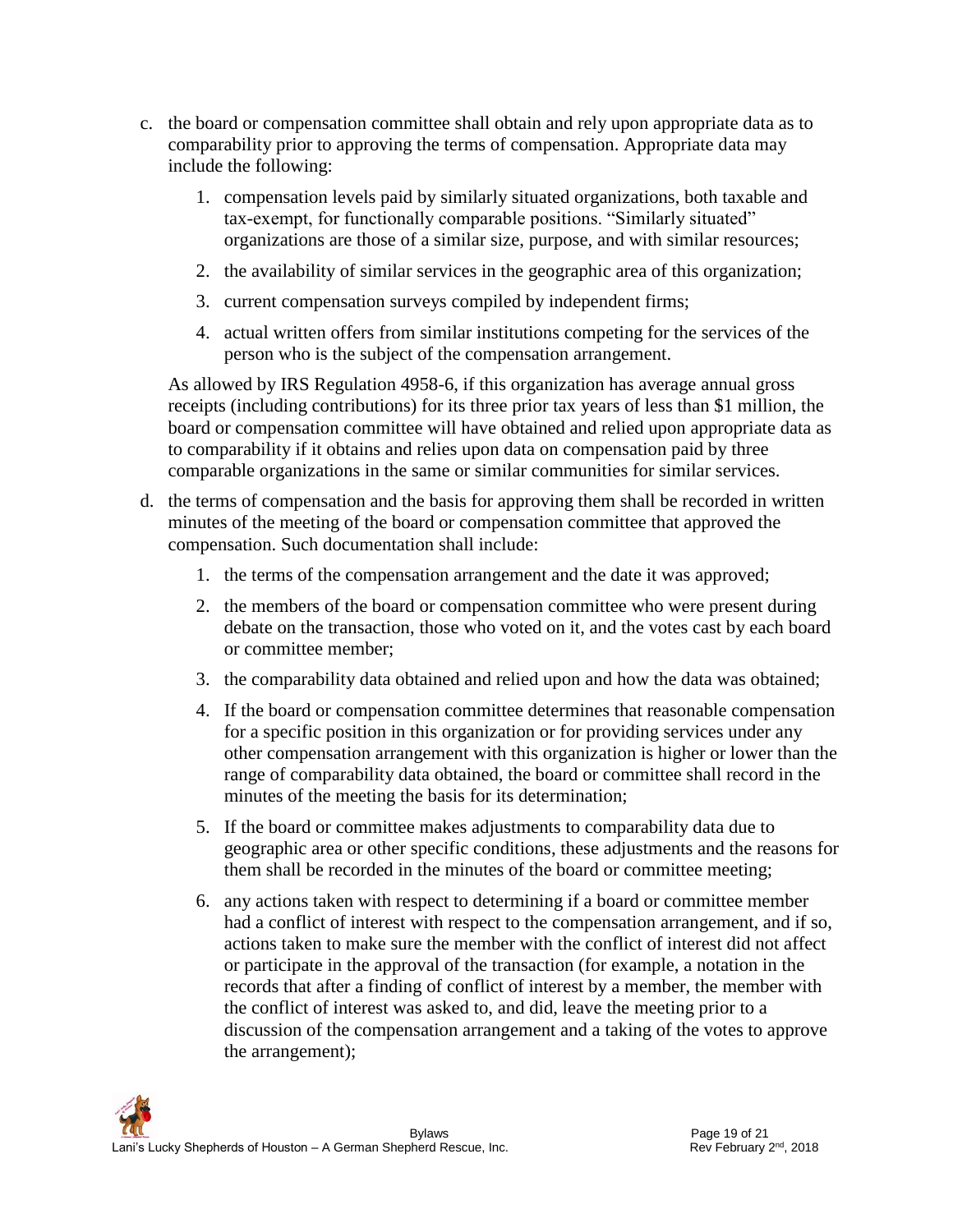c. the board or compensation committee shall obtain and rely upon appropriate data as to comparability prior to approving the terms of compensation. Appropriate data may include the following:

   1. compensation levels paid by similarly situated organizations, both taxable and tax-exempt, for functionally comparable positions. "Similarly situated" organizations are those of a similar size, purpose, and with similar resources;
   2. the availability of similar services in the geographic area of this organization;
   3. current compensation surveys compiled by independent firms;
   4. actual written offers from similar institutions competing for the services of the person who is the subject of the compensation arrangement.

   As allowed by IRS Regulation 4958-6, if this organization has average annual gross receipts (including contributions) for its three prior tax years of less than $1 million, the board or compensation committee will have obtained and relied upon appropriate data as to comparability if it obtains and relies upon data on compensation paid by three comparable organizations in the same or similar communities for similar services.

d. the terms of compensation and the basis for approving them shall be recorded in written minutes of the meeting of the board or compensation committee that approved the compensation. Such documentation shall include:

   1. the terms of the compensation arrangement and the date it was approved;
   2. the members of the board or compensation committee who were present during debate on the transaction, those who voted on it, and the votes cast by each board or committee member;
   3. the comparability data obtained and relied upon and how the data was obtained;
   4. If the board or compensation committee determines that reasonable compensation for a specific position in this organization or for providing services under any other compensation arrangement with this organization is higher or lower than the range of comparability data obtained, the board or committee shall record in the minutes of the meeting the basis for its determination;
   5. If the board or committee makes adjustments to comparability data due to geographic area or other specific conditions, these adjustments and the reasons for them shall be recorded in the minutes of the board or committee meeting;
   6. any actions taken with respect to determining if a board or committee member had a conflict of interest with respect to the compensation arrangement, and if so, actions taken to make sure the member with the conflict of interest did not affect or participate in the approval of the transaction (for example, a notation in the records that after a finding of conflict of interest by a member, the member with the conflict of interest was asked to, and did, leave the meeting prior to a discussion of the compensation arrangement and a taking of the votes to approve the arrangement);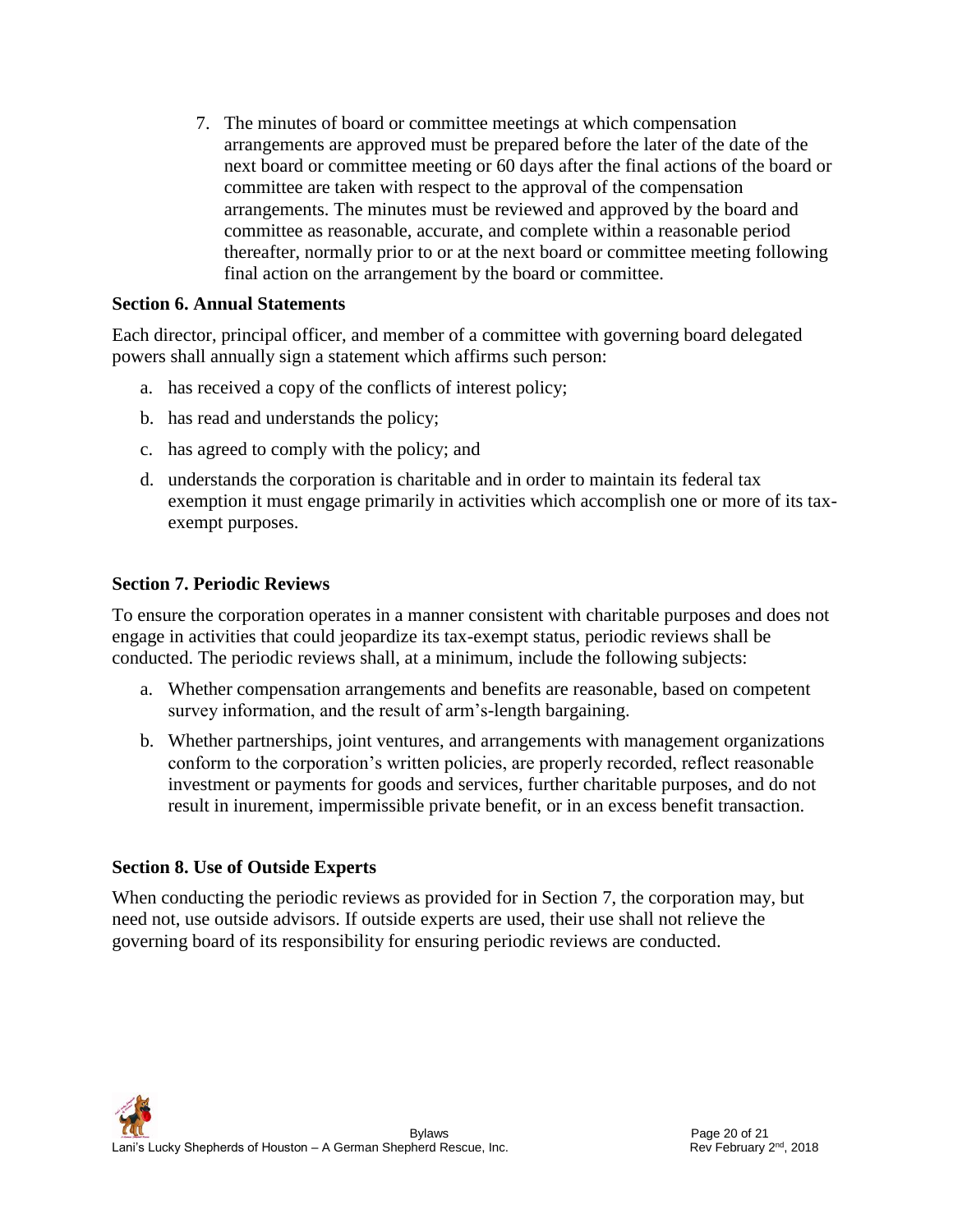7. The minutes of board or committee meetings at which compensation arrangements are approved must be prepared before the later of the date of the next board or committee meeting or 60 days after the final actions of the board or committee are taken with respect to the approval of the compensation arrangements. The minutes must be reviewed and approved by the board and committee as reasonable, accurate, and complete within a reasonable period thereafter, normally prior to or at the next board or committee meeting following final action on the arrangement by the board or committee.

**Section 6. Annual Statements**

Each director, principal officer, and member of a committee with governing board delegated powers shall annually sign a statement which affirms such person:

a. has received a copy of the conflicts of interest policy;
b. has read and understands the policy;
c. has agreed to comply with the policy; and
d. understands the corporation is charitable and in order to maintain its federal tax exemption it must engage primarily in activities which accomplish one or more of its tax-exempt purposes.

**Section 7. Periodic Reviews**

To ensure the corporation operates in a manner consistent with charitable purposes and does not engage in activities that could jeopardize its tax-exempt status, periodic reviews shall be conducted. The periodic reviews shall, at a minimum, include the following subjects:

a. Whether compensation arrangements and benefits are reasonable, based on competent survey information, and the result of arm's-length bargaining.
b. Whether partnerships, joint ventures, and arrangements with management organizations conform to the corporation's written policies, are properly recorded, reflect reasonable investment or payments for goods and services, further charitable purposes, and do not result in inurement, impermissible private benefit, or in an excess benefit transaction.

**Section 8. Use of Outside Experts**

When conducting the periodic reviews as provided for in Section 7, the corporation may, but need not, use outside advisors. If outside experts are used, their use shall not relieve the governing board of its responsibility for ensuring periodic reviews are conducted.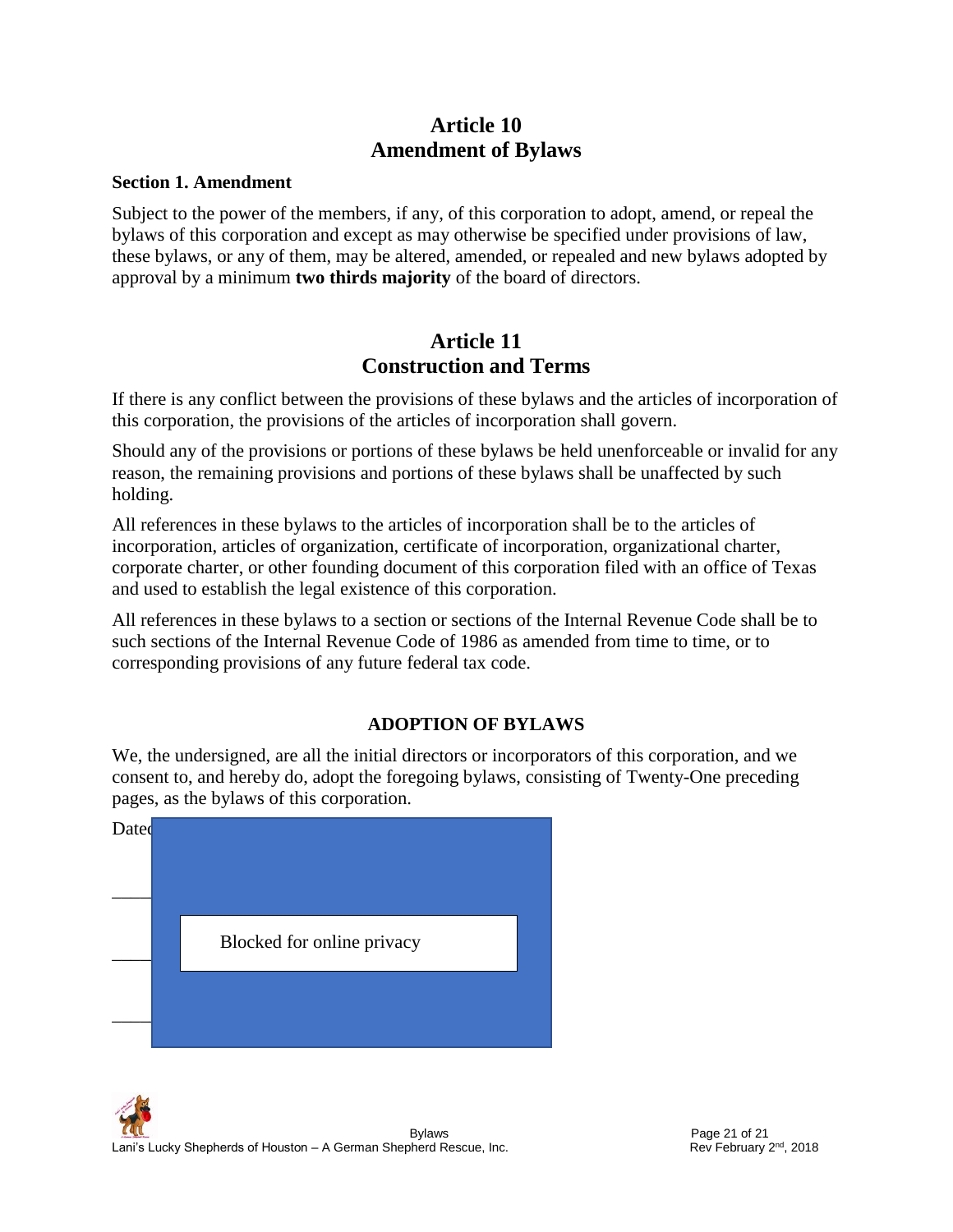# Article 10
# Amendment of Bylaws

### Section 1. Amendment

Subject to the power of the members, if any, of this corporation to adopt, amend, or repeal the bylaws of this corporation and except as may otherwise be specified under provisions of law, these bylaws, or any of them, may be altered, amended, or repealed and new bylaws adopted by approval by a minimum **two thirds majority** of the board of directors.

# Article 11
# Construction and Terms

If there is any conflict between the provisions of these bylaws and the articles of incorporation of this corporation, the provisions of the articles of incorporation shall govern.

Should any of the provisions or portions of these bylaws be held unenforceable or invalid for any reason, the remaining provisions and portions of these bylaws shall be unaffected by such holding.

All references in these bylaws to the articles of incorporation shall be to the articles of incorporation, articles of organization, certificate of incorporation, organizational charter, corporate charter, or other founding document of this corporation filed with an office of Texas and used to establish the legal existence of this corporation.

All references in these bylaws to a section or sections of the Internal Revenue Code shall be to such sections of the Internal Revenue Code of 1986 as amended from time to time, or to corresponding provisions of any future federal tax code.

### ADOPTION OF BYLAWS

We, the undersigned, are all the initial directors or incorporators of this corporation, and we consent to, and hereby do, adopt the foregoing bylaws, consisting of Twenty-One preceding pages, as the bylaws of this corporation.

Dated

Blocked for online privacy